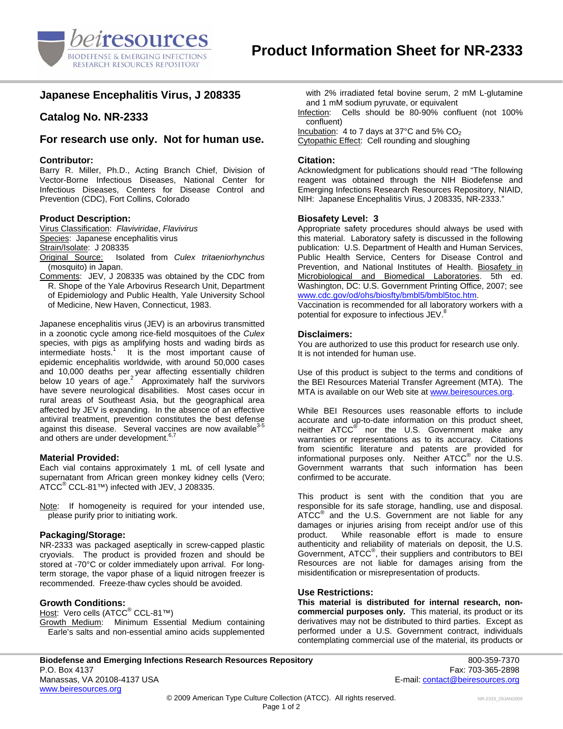# Product Information Sheet for NR-2333

## Japanese Encephalitis Virus, J 208335

## Catalog No. NR-2333

## For research use only. Not for human use.

### Contributor:

Barry R. Miller, Ph.D., Acting Branch Chief, Division of Vector-Borne Infectious Diseases, National Center for Infectious Diseases, Centers for Disease Control and Prevention (CDC), Fort Collins, Colorado

### Product Description:

Virus Classification: *Flaviviridae*, *Flavivirus*
Species: Japanese encephalitis virus
Strain/Isolate: J 208335
Original Source: Isolated from *Culex tritaeniorhynchus* (mosquito) in Japan.
Comments: JEV, J 208335 was obtained by the CDC from R. Shope of the Yale Arbovirus Research Unit, Department of Epidemiology and Public Health, Yale University School of Medicine, New Haven, Connecticut, 1983.

Japanese encephalitis virus (JEV) is an arbovirus transmitted in a zoonotic cycle among rice-field mosquitoes of the *Culex* species, with pigs as amplifying hosts and wading birds as intermediate hosts.[1] It is the most important cause of epidemic encephalitis worldwide, with around 50,000 cases and 10,000 deaths per year affecting essentially children below 10 years of age.[2] Approximately half the survivors have severe neurological disabilities. Most cases occur in rural areas of Southeast Asia, but the geographical area affected by JEV is expanding. In the absence of an effective antiviral treatment, prevention constitutes the best defense against this disease. Several vaccines are now available[3-5] and others are under development.[6,7]

### Material Provided:

Each vial contains approximately 1 mL of cell lysate and supernatant from African green monkey kidney cells (Vero; ATCC® CCL-81™) infected with JEV, J 208335.

Note: If homogeneity is required for your intended use, please purify prior to initiating work.

### Packaging/Storage:

NR-2333 was packaged aseptically in screw-capped plastic cryovials. The product is provided frozen and should be stored at -70°C or colder immediately upon arrival. For long-term storage, the vapor phase of a liquid nitrogen freezer is recommended. Freeze-thaw cycles should be avoided.

### Growth Conditions:

Host: Vero cells (ATCC® CCL-81™)
Growth Medium: Minimum Essential Medium containing Earle's salts and non-essential amino acids supplemented with 2% irradiated fetal bovine serum, 2 mM L-glutamine and 1 mM sodium pyruvate, or equivalent
Infection: Cells should be 80-90% confluent (not 100% confluent)
Incubation: 4 to 7 days at 37°C and 5% $CO_2$
Cytopathic Effect: Cell rounding and sloughing

### Citation:

Acknowledgment for publications should read "The following reagent was obtained through the NIH Biodefense and Emerging Infections Research Resources Repository, NIAID, NIH: Japanese Encephalitis Virus, J 208335, NR-2333."

### Biosafety Level: 3

Appropriate safety procedures should always be used with this material. Laboratory safety is discussed in the following publication: U.S. Department of Health and Human Services, Public Health Service, Centers for Disease Control and Prevention, and National Institutes of Health. Biosafety in Microbiological and Biomedical Laboratories. 5th ed. Washington, DC: U.S. Government Printing Office, 2007; see www.cdc.gov/od/ohs/biosfty/bmbl5/bmbl5toc.htm.
Vaccination is recommended for all laboratory workers with a potential for exposure to infectious JEV.[8]

### Disclaimers:

You are authorized to use this product for research use only. It is not intended for human use.

Use of this product is subject to the terms and conditions of the BEI Resources Material Transfer Agreement (MTA). The MTA is available on our Web site at www.beiresources.org.

While BEI Resources uses reasonable efforts to include accurate and up-to-date information on this product sheet, neither ATCC® nor the U.S. Government make any warranties or representations as to its accuracy. Citations from scientific literature and patents are provided for informational purposes only. Neither ATCC® nor the U.S. Government warrants that such information has been confirmed to be accurate.

This product is sent with the condition that you are responsible for its safe storage, handling, use and disposal. ATCC® and the U.S. Government are not liable for any damages or injuries arising from receipt and/or use of this product. While reasonable effort is made to ensure authenticity and reliability of materials on deposit, the U.S. Government, ATCC®, their suppliers and contributors to BEI Resources are not liable for damages arising from the misidentification or misrepresentation of products.

### Use Restrictions:

**This material is distributed for internal research, non-commercial purposes only.** This material, its product or its derivatives may not be distributed to third parties. Except as performed under a U.S. Government contract, individuals contemplating commercial use of the material, its products or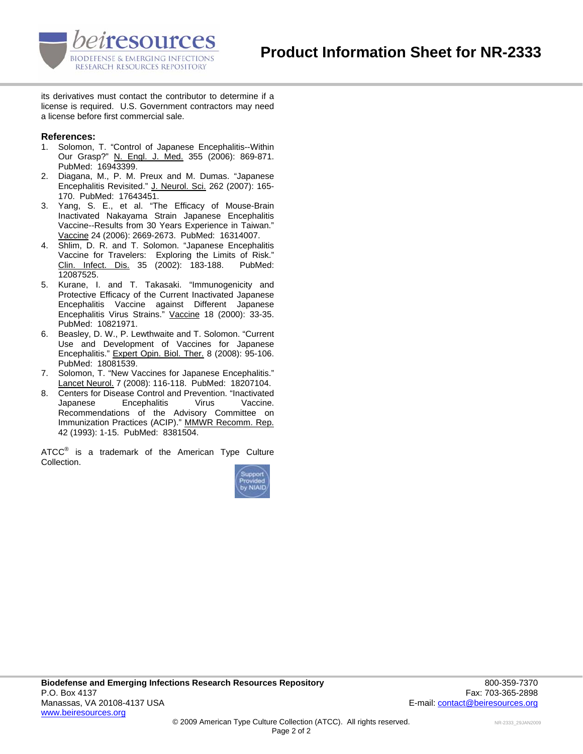its derivatives must contact the contributor to determine if a license is required. U.S. Government contractors may need a license before first commercial sale.

**References:**

1. Solomon, T. "Control of Japanese Encephalitis--Within Our Grasp?" N. Engl. J. Med. 355 (2006): 869-871. PubMed: 16943399.
2. Diagana, M., P. M. Preux and M. Dumas. "Japanese Encephalitis Revisited." J. Neurol. Sci. 262 (2007): 165-170. PubMed: 17643451.
3. Yang, S. E., et al. "The Efficacy of Mouse-Brain Inactivated Nakayama Strain Japanese Encephalitis Vaccine--Results from 30 Years Experience in Taiwan." Vaccine 24 (2006): 2669-2673. PubMed: 16314007.
4. Shlim, D. R. and T. Solomon. "Japanese Encephalitis Vaccine for Travelers: Exploring the Limits of Risk." Clin. Infect. Dis. 35 (2002): 183-188. PubMed: 12087525.
5. Kurane, I. and T. Takasaki. "Immunogenicity and Protective Efficacy of the Current Inactivated Japanese Encephalitis Vaccine against Different Japanese Encephalitis Virus Strains." Vaccine 18 (2000): 33-35. PubMed: 10821971.
6. Beasley, D. W., P. Lewthwaite and T. Solomon. "Current Use and Development of Vaccines for Japanese Encephalitis." Expert Opin. Biol. Ther. 8 (2008): 95-106. PubMed: 18081539.
7. Solomon, T. "New Vaccines for Japanese Encephalitis." Lancet Neurol. 7 (2008): 116-118. PubMed: 18207104.
8. Centers for Disease Control and Prevention. "Inactivated Japanese Encephalitis Virus Vaccine. Recommendations of the Advisory Committee on Immunization Practices (ACIP)." MMWR Recomm. Rep. 42 (1993): 1-15. PubMed: 8381504.

ATCC® is a trademark of the American Type Culture Collection.

Support Provided by NIAID

**Biodefense and Emerging Infections Research Resources Repository**
P.O. Box 4137
Manassas, VA 20108-4137 USA
www.beiresources.org

800-359-7370
Fax: 703-365-2898
E-mail: contact@beiresources.org

© 2009 American Type Culture Collection (ATCC). All rights reserved.